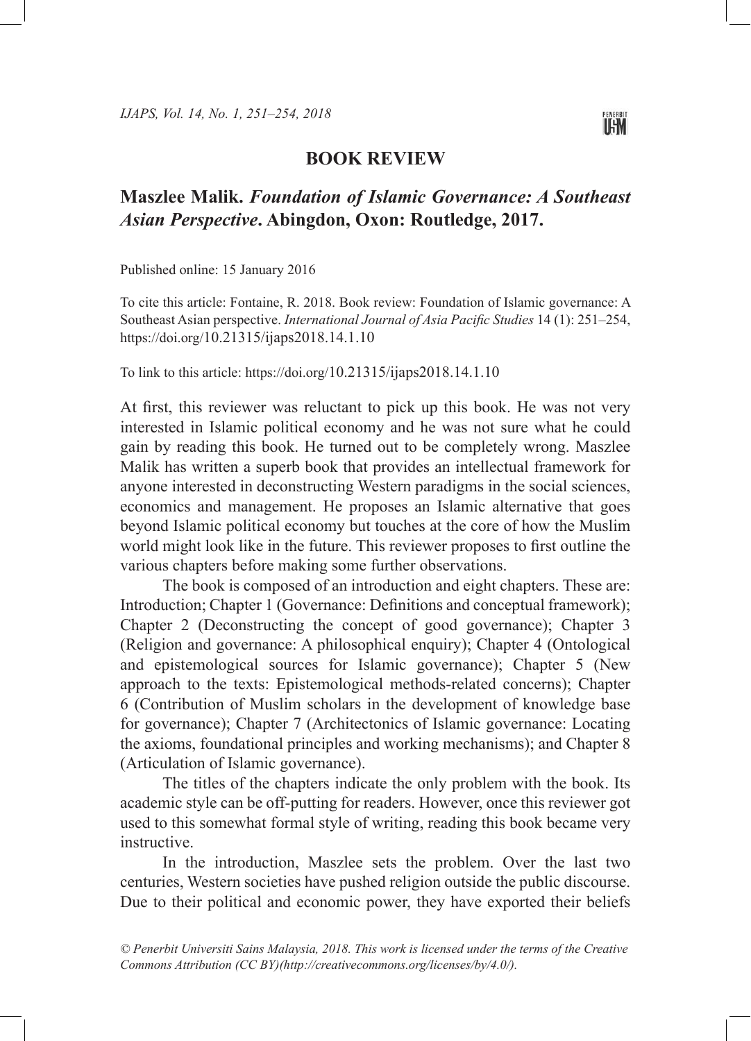# BOOK REVIEW

## Maszlee Malik. *Foundation of Islamic Governance: A Southeast Asian Perspective*. Abingdon, Oxon: Routledge, 2017.

Published online: 15 January 2016

To cite this article: Fontaine, R. 2018. Book review: Foundation of Islamic governance: A Southeast Asian perspective. *International Journal of Asia Pacific Studies* 14 (1): 251–254, https://doi.org/10.21315/ijaps2018.14.1.10

To link to this article: https://doi.org/10.21315/ijaps2018.14.1.10

At first, this reviewer was reluctant to pick up this book. He was not very interested in Islamic political economy and he was not sure what he could gain by reading this book. He turned out to be completely wrong. Maszlee Malik has written a superb book that provides an intellectual framework for anyone interested in deconstructing Western paradigms in the social sciences, economics and management. He proposes an Islamic alternative that goes beyond Islamic political economy but touches at the core of how the Muslim world might look like in the future. This reviewer proposes to first outline the various chapters before making some further observations.

The book is composed of an introduction and eight chapters. These are: Introduction; Chapter 1 (Governance: Definitions and conceptual framework); Chapter 2 (Deconstructing the concept of good governance); Chapter 3 (Religion and governance: A philosophical enquiry); Chapter 4 (Ontological and epistemological sources for Islamic governance); Chapter 5 (New approach to the texts: Epistemological methods-related concerns); Chapter 6 (Contribution of Muslim scholars in the development of knowledge base for governance); Chapter 7 (Architectonics of Islamic governance: Locating the axioms, foundational principles and working mechanisms); and Chapter 8 (Articulation of Islamic governance).

The titles of the chapters indicate the only problem with the book. Its academic style can be off-putting for readers. However, once this reviewer got used to this somewhat formal style of writing, reading this book became very instructive.

In the introduction, Maszlee sets the problem. Over the last two centuries, Western societies have pushed religion outside the public discourse. Due to their political and economic power, they have exported their beliefs

*© Penerbit Universiti Sains Malaysia, 2018. This work is licensed under the terms of the Creative Commons Attribution (CC BY)(http://creativecommons.org/licenses/by/4.0/).*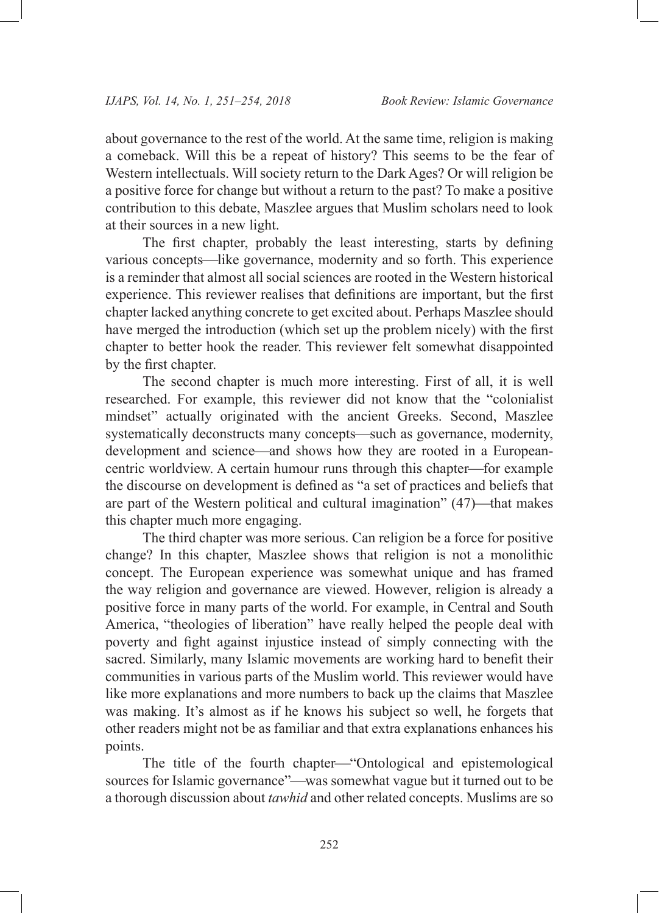about governance to the rest of the world. At the same time, religion is making a comeback. Will this be a repeat of history? This seems to be the fear of Western intellectuals. Will society return to the Dark Ages? Or will religion be a positive force for change but without a return to the past? To make a positive contribution to this debate, Maszlee argues that Muslim scholars need to look at their sources in a new light.

The first chapter, probably the least interesting, starts by defining various concepts—like governance, modernity and so forth. This experience is a reminder that almost all social sciences are rooted in the Western historical experience. This reviewer realises that definitions are important, but the first chapter lacked anything concrete to get excited about. Perhaps Maszlee should have merged the introduction (which set up the problem nicely) with the first chapter to better hook the reader. This reviewer felt somewhat disappointed by the first chapter.

The second chapter is much more interesting. First of all, it is well researched. For example, this reviewer did not know that the "colonialist mindset" actually originated with the ancient Greeks. Second, Maszlee systematically deconstructs many concepts—such as governance, modernity, development and science—and shows how they are rooted in a European-centric worldview. A certain humour runs through this chapter—for example the discourse on development is defined as "a set of practices and beliefs that are part of the Western political and cultural imagination" (47)—that makes this chapter much more engaging.

The third chapter was more serious. Can religion be a force for positive change? In this chapter, Maszlee shows that religion is not a monolithic concept. The European experience was somewhat unique and has framed the way religion and governance are viewed. However, religion is already a positive force in many parts of the world. For example, in Central and South America, "theologies of liberation" have really helped the people deal with poverty and fight against injustice instead of simply connecting with the sacred. Similarly, many Islamic movements are working hard to benefit their communities in various parts of the Muslim world. This reviewer would have like more explanations and more numbers to back up the claims that Maszlee was making. It's almost as if he knows his subject so well, he forgets that other readers might not be as familiar and that extra explanations enhances his points.

The title of the fourth chapter—"Ontological and epistemological sources for Islamic governance"—was somewhat vague but it turned out to be a thorough discussion about *tawhid* and other related concepts. Muslims are so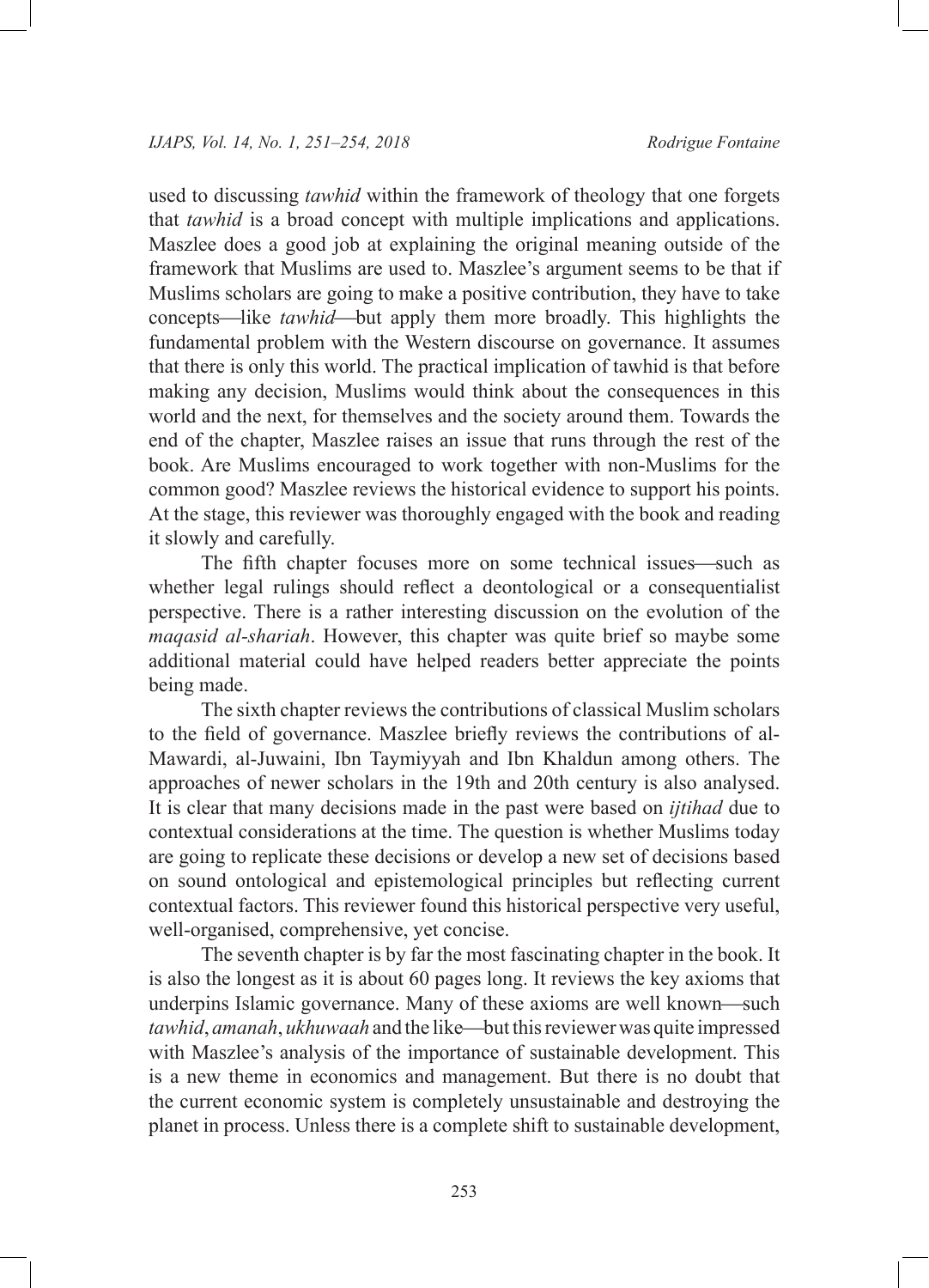used to discussing *tawhid* within the framework of theology that one forgets that *tawhid* is a broad concept with multiple implications and applications. Maszlee does a good job at explaining the original meaning outside of the framework that Muslims are used to. Maszlee's argument seems to be that if Muslims scholars are going to make a positive contribution, they have to take concepts—like *tawhid*—but apply them more broadly. This highlights the fundamental problem with the Western discourse on governance. It assumes that there is only this world. The practical implication of tawhid is that before making any decision, Muslims would think about the consequences in this world and the next, for themselves and the society around them. Towards the end of the chapter, Maszlee raises an issue that runs through the rest of the book. Are Muslims encouraged to work together with non-Muslims for the common good? Maszlee reviews the historical evidence to support his points. At the stage, this reviewer was thoroughly engaged with the book and reading it slowly and carefully.

The fifth chapter focuses more on some technical issues—such as whether legal rulings should reflect a deontological or a consequentialist perspective. There is a rather interesting discussion on the evolution of the *maqasid al-shariah*. However, this chapter was quite brief so maybe some additional material could have helped readers better appreciate the points being made.

The sixth chapter reviews the contributions of classical Muslim scholars to the field of governance. Maszlee briefly reviews the contributions of al-Mawardi, al-Juwaini, Ibn Taymiyyah and Ibn Khaldun among others. The approaches of newer scholars in the 19th and 20th century is also analysed. It is clear that many decisions made in the past were based on *ijtihad* due to contextual considerations at the time. The question is whether Muslims today are going to replicate these decisions or develop a new set of decisions based on sound ontological and epistemological principles but reflecting current contextual factors. This reviewer found this historical perspective very useful, well-organised, comprehensive, yet concise.

The seventh chapter is by far the most fascinating chapter in the book. It is also the longest as it is about 60 pages long. It reviews the key axioms that underpins Islamic governance. Many of these axioms are well known—such *tawhid*, *amanah*, *ukhuwaah* and the like—but this reviewer was quite impressed with Maszlee's analysis of the importance of sustainable development. This is a new theme in economics and management. But there is no doubt that the current economic system is completely unsustainable and destroying the planet in process. Unless there is a complete shift to sustainable development,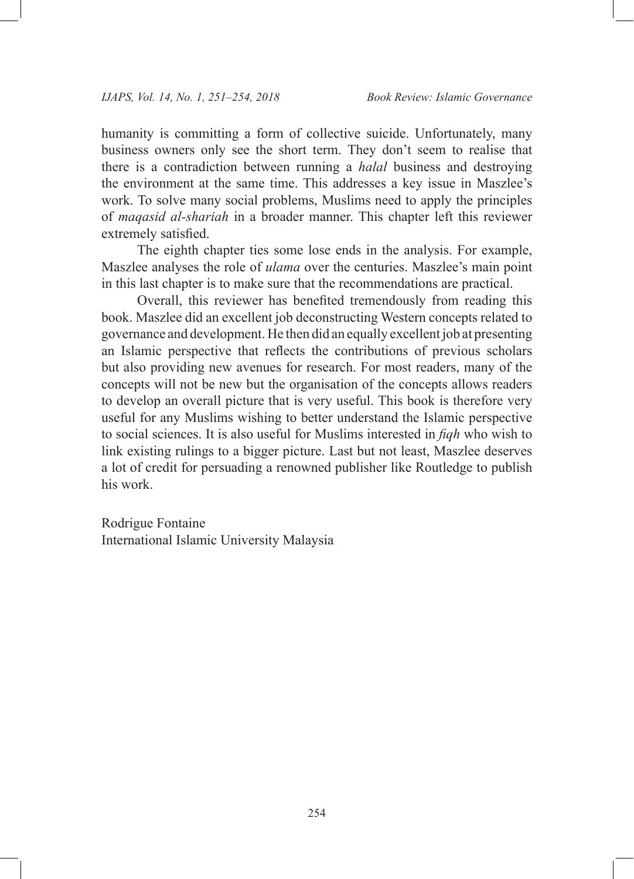humanity is committing a form of collective suicide. Unfortunately, many business owners only see the short term. They don't seem to realise that there is a contradiction between running a *halal* business and destroying the environment at the same time. This addresses a key issue in Maszlee's work. To solve many social problems, Muslims need to apply the principles of *maqasid al-shariah* in a broader manner. This chapter left this reviewer extremely satisfied.

The eighth chapter ties some lose ends in the analysis. For example, Maszlee analyses the role of *ulama* over the centuries. Maszlee's main point in this last chapter is to make sure that the recommendations are practical.

Overall, this reviewer has benefited tremendously from reading this book. Maszlee did an excellent job deconstructing Western concepts related to governance and development. He then did an equally excellent job at presenting an Islamic perspective that reflects the contributions of previous scholars but also providing new avenues for research. For most readers, many of the concepts will not be new but the organisation of the concepts allows readers to develop an overall picture that is very useful. This book is therefore very useful for any Muslims wishing to better understand the Islamic perspective to social sciences. It is also useful for Muslims interested in *fiqh* who wish to link existing rulings to a bigger picture. Last but not least, Maszlee deserves a lot of credit for persuading a renowned publisher like Routledge to publish his work.

Rodrigue Fontaine  
International Islamic University Malaysia